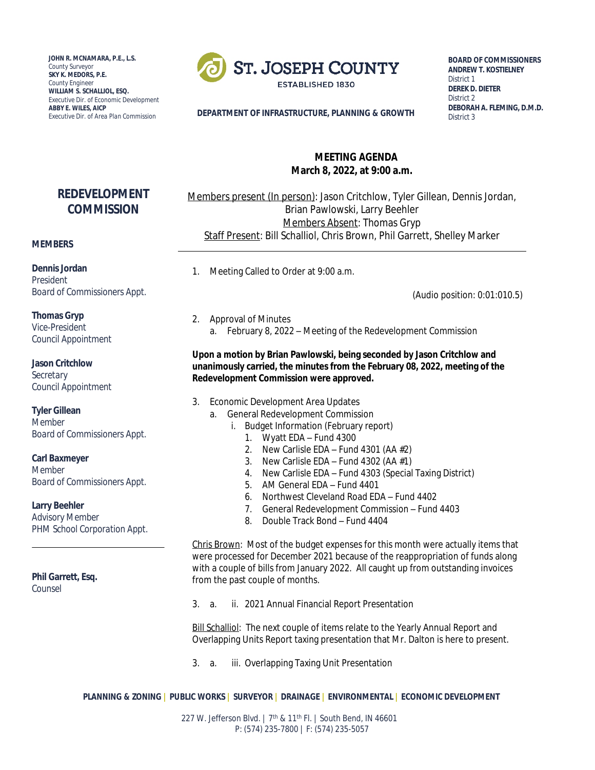JOHN R. MCNAMARA, P.E., L.S.
County Surveyor
SKY K. MEDORS, P.E.
County Engineer
WILLIAM S. SCHALLIOL, ESQ.
Executive Dir. of Economic Development
ABBY E. WILES, AICP
Executive Dir. of Area Plan Commission

**ST. JOSEPH COUNTY**
ESTABLISHED 1830

**DEPARTMENT OF INFRASTRUCTURE, PLANNING & GROWTH**

**BOARD OF COMMISSIONERS**
**ANDREW T. KOSTIELNEY**
District 1
**DEREK D. DIETER**
District 2
**DEBORAH A. FLEMING, D.M.D.**
District 3

## REDEVELOPMENT COMMISSION

**MEMBERS**

**Dennis Jordan**
President
Board of Commissioners Appt.

**Thomas Gryp**
Vice-President
Council Appointment

**Jason Critchlow**
Secretary
Council Appointment

**Tyler Gillean**
Member
Board of Commissioners Appt.

**Carl Baxmeyer**
Member
Board of Commissioners Appt.

**Larry Beehler**
Advisory Member
PHM School Corporation Appt.

**Phil Garrett, Esq.**
Counsel

---

**MEETING AGENDA**
**March 8, 2022, at 9:00 a.m.**

Members present (In person): Jason Critchlow, Tyler Gillean, Dennis Jordan, Brian Pawlowski, Larry Beehler
Members Absent: Thomas Gryp
Staff Present: Bill Schalliol, Chris Brown, Phil Garrett, Shelley Marker

---

1. Meeting Called to Order at 9:00 a.m.

(Audio position: 0:01:010.5)

2. Approval of Minutes
   a. February 8, 2022 – Meeting of the Redevelopment Commission

**Upon a motion by Brian Pawlowski, being seconded by Jason Critchlow and unanimously carried, the minutes from the February 08, 2022, meeting of the Redevelopment Commission were approved.**

3. Economic Development Area Updates
   a. General Redevelopment Commission
      i. Budget Information (February report)
         1. Wyatt EDA – Fund 4300
         2. New Carlisle EDA – Fund 4301 (AA #2)
         3. New Carlisle EDA – Fund 4302 (AA #1)
         4. New Carlisle EDA – Fund 4303 (Special Taxing District)
         5. AM General EDA – Fund 4401
         6. Northwest Cleveland Road EDA – Fund 4402
         7. General Redevelopment Commission – Fund 4403
         8. Double Track Bond – Fund 4404

Chris Brown: Most of the budget expenses for this month were actually items that were processed for December 2021 because of the reappropriation of funds along with a couple of bills from January 2022. All caught up from outstanding invoices from the past couple of months.

3. a. ii. 2021 Annual Financial Report Presentation

Bill Schalliol: The next couple of items relate to the Yearly Annual Report and Overlapping Units Report taxing presentation that Mr. Dalton is here to present.

3. a. iii. Overlapping Taxing Unit Presentation

PLANNING & ZONING | PUBLIC WORKS | SURVEYOR | DRAINAGE | ENVIRONMENTAL | ECONOMIC DEVELOPMENT

227 W. Jefferson Blvd. | 7th & 11th Fl. | South Bend, IN 46601
P: (574) 235-7800 | F: (574) 235-5057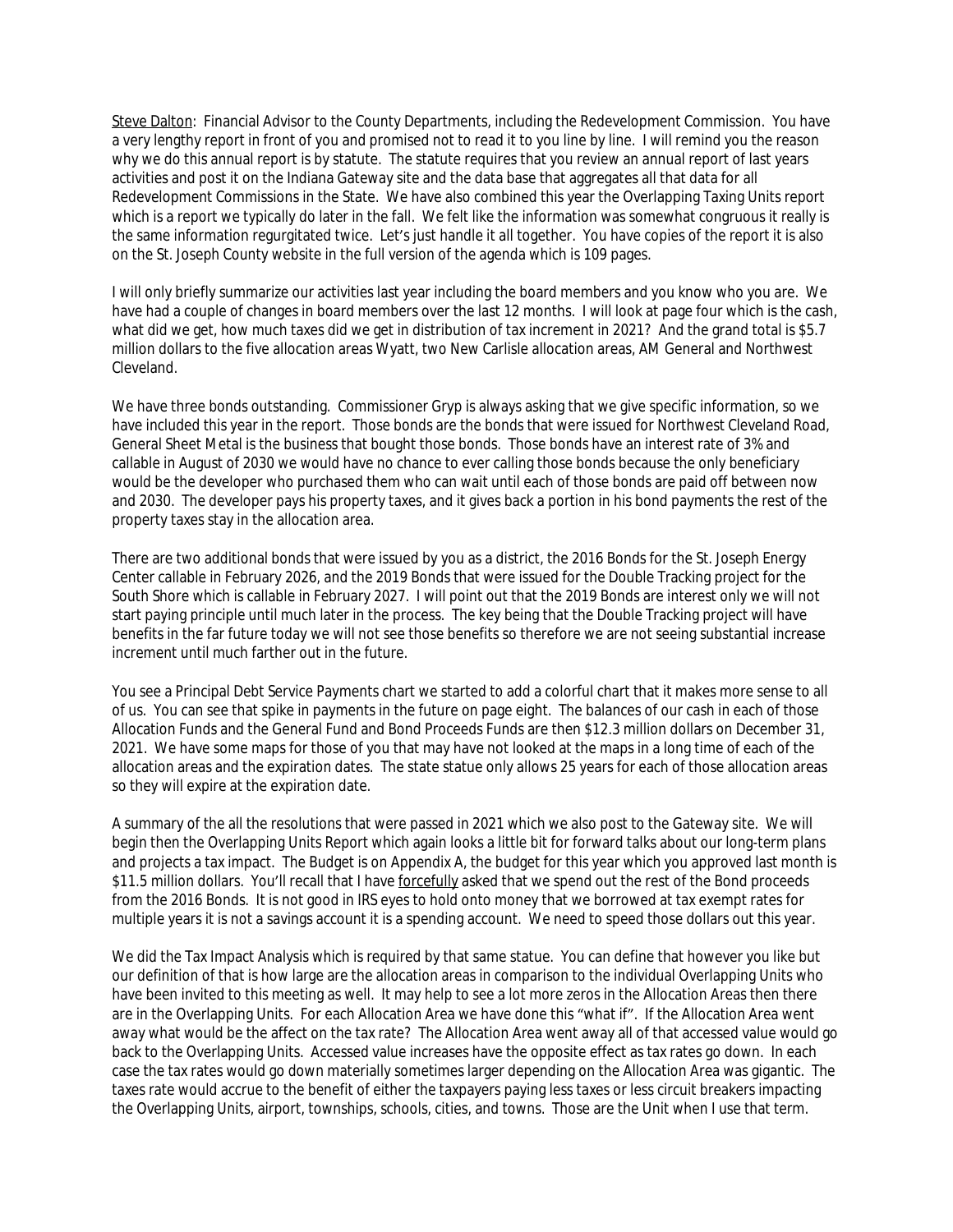Steve Dalton: Financial Advisor to the County Departments, including the Redevelopment Commission. You have a very lengthy report in front of you and promised not to read it to you line by line. I will remind you the reason why we do this annual report is by statute. The statute requires that you review an annual report of last years activities and post it on the Indiana Gateway site and the data base that aggregates all that data for all Redevelopment Commissions in the State. We have also combined this year the Overlapping Taxing Units report which is a report we typically do later in the fall. We felt like the information was somewhat congruous it really is the same information regurgitated twice. Let's just handle it all together. You have copies of the report it is also on the St. Joseph County website in the full version of the agenda which is 109 pages.

I will only briefly summarize our activities last year including the board members and you know who you are. We have had a couple of changes in board members over the last 12 months. I will look at page four which is the cash, what did we get, how much taxes did we get in distribution of tax increment in 2021? And the grand total is $5.7 million dollars to the five allocation areas Wyatt, two New Carlisle allocation areas, AM General and Northwest Cleveland.

We have three bonds outstanding. Commissioner Gryp is always asking that we give specific information, so we have included this year in the report. Those bonds are the bonds that were issued for Northwest Cleveland Road, General Sheet Metal is the business that bought those bonds. Those bonds have an interest rate of 3% and callable in August of 2030 we would have no chance to ever calling those bonds because the only beneficiary would be the developer who purchased them who can wait until each of those bonds are paid off between now and 2030. The developer pays his property taxes, and it gives back a portion in his bond payments the rest of the property taxes stay in the allocation area.

There are two additional bonds that were issued by you as a district, the 2016 Bonds for the St. Joseph Energy Center callable in February 2026, and the 2019 Bonds that were issued for the Double Tracking project for the South Shore which is callable in February 2027. I will point out that the 2019 Bonds are interest only we will not start paying principle until much later in the process. The key being that the Double Tracking project will have benefits in the far future today we will not see those benefits so therefore we are not seeing substantial increase increment until much farther out in the future.

You see a Principal Debt Service Payments chart we started to add a colorful chart that it makes more sense to all of us. You can see that spike in payments in the future on page eight. The balances of our cash in each of those Allocation Funds and the General Fund and Bond Proceeds Funds are then $12.3 million dollars on December 31, 2021. We have some maps for those of you that may have not looked at the maps in a long time of each of the allocation areas and the expiration dates. The state statue only allows 25 years for each of those allocation areas so they will expire at the expiration date.

A summary of the all the resolutions that were passed in 2021 which we also post to the Gateway site. We will begin then the Overlapping Units Report which again looks a little bit for forward talks about our long-term plans and projects a tax impact. The Budget is on Appendix A, the budget for this year which you approved last month is $11.5 million dollars. You'll recall that I have forcefully asked that we spend out the rest of the Bond proceeds from the 2016 Bonds. It is not good in IRS eyes to hold onto money that we borrowed at tax exempt rates for multiple years it is not a savings account it is a spending account. We need to speed those dollars out this year.

We did the Tax Impact Analysis which is required by that same statue. You can define that however you like but our definition of that is how large are the allocation areas in comparison to the individual Overlapping Units who have been invited to this meeting as well. It may help to see a lot more zeros in the Allocation Areas then there are in the Overlapping Units. For each Allocation Area we have done this "what if". If the Allocation Area went away what would be the affect on the tax rate? The Allocation Area went away all of that accessed value would go back to the Overlapping Units. Accessed value increases have the opposite effect as tax rates go down. In each case the tax rates would go down materially sometimes larger depending on the Allocation Area was gigantic. The taxes rate would accrue to the benefit of either the taxpayers paying less taxes or less circuit breakers impacting the Overlapping Units, airport, townships, schools, cities, and towns. Those are the Unit when I use that term.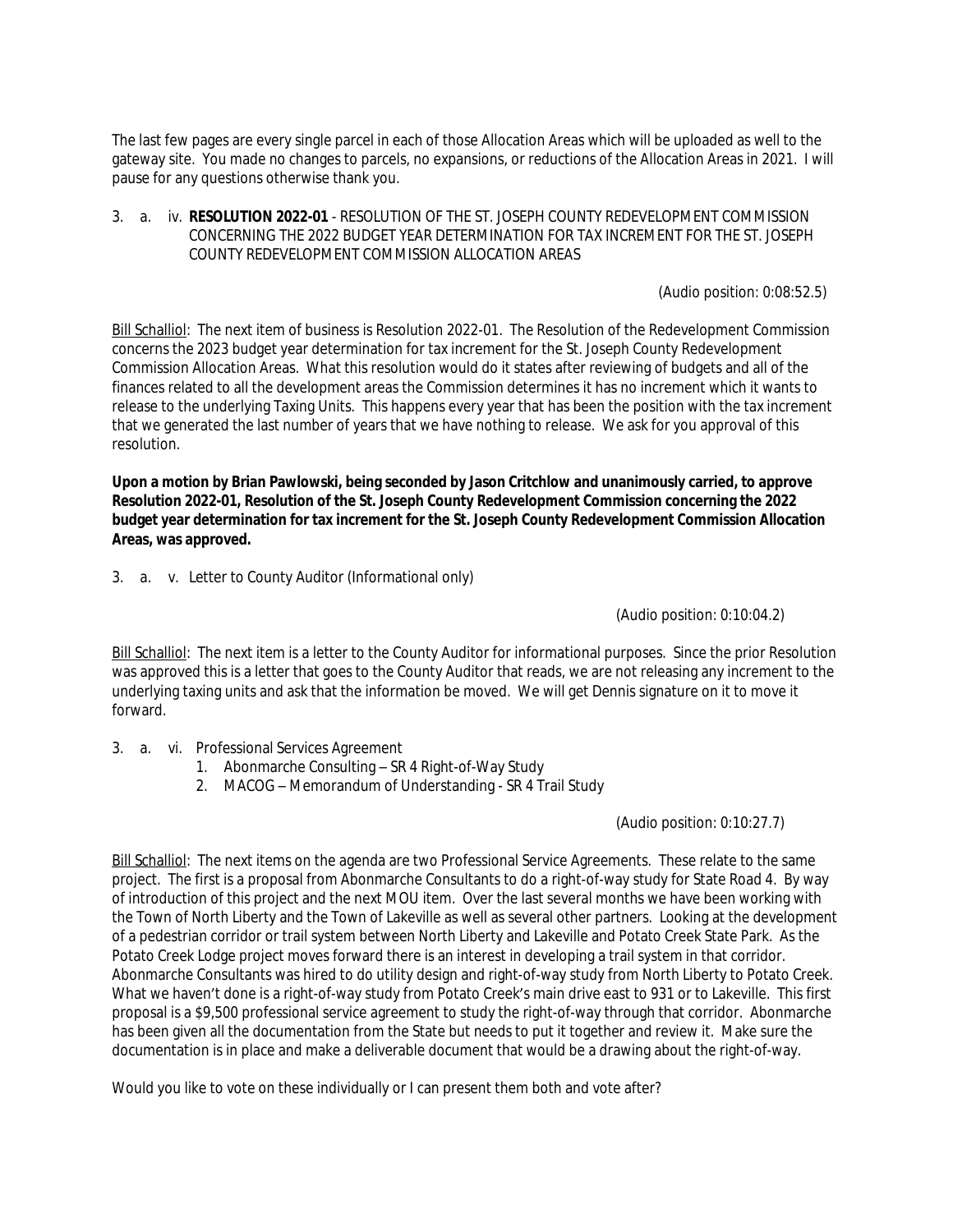The last few pages are every single parcel in each of those Allocation Areas which will be uploaded as well to the gateway site. You made no changes to parcels, no expansions, or reductions of the Allocation Areas in 2021. I will pause for any questions otherwise thank you.

3. a. iv. **RESOLUTION 2022-01** - RESOLUTION OF THE ST. JOSEPH COUNTY REDEVELOPMENT COMMISSION CONCERNING THE 2022 BUDGET YEAR DETERMINATION FOR TAX INCREMENT FOR THE ST. JOSEPH COUNTY REDEVELOPMENT COMMISSION ALLOCATION AREAS

(Audio position: 0:08:52.5)

Bill Schalliol: The next item of business is Resolution 2022-01. The Resolution of the Redevelopment Commission concerns the 2023 budget year determination for tax increment for the St. Joseph County Redevelopment Commission Allocation Areas. What this resolution would do it states after reviewing of budgets and all of the finances related to all the development areas the Commission determines it has no increment which it wants to release to the underlying Taxing Units. This happens every year that has been the position with the tax increment that we generated the last number of years that we have nothing to release. We ask for you approval of this resolution.

**Upon a motion by Brian Pawlowski, being seconded by Jason Critchlow and unanimously carried, to approve Resolution 2022-01, Resolution of the St. Joseph County Redevelopment Commission concerning the 2022 budget year determination for tax increment for the St. Joseph County Redevelopment Commission Allocation Areas, was approved.**

3. a. v. Letter to County Auditor (Informational only)

(Audio position: 0:10:04.2)

Bill Schalliol: The next item is a letter to the County Auditor for informational purposes. Since the prior Resolution was approved this is a letter that goes to the County Auditor that reads, we are not releasing any increment to the underlying taxing units and ask that the information be moved. We will get Dennis signature on it to move it forward.

3. a. vi. Professional Services Agreement
   1. Abonmarche Consulting – SR 4 Right-of-Way Study
   2. MACOG – Memorandum of Understanding - SR 4 Trail Study

(Audio position: 0:10:27.7)

Bill Schalliol: The next items on the agenda are two Professional Service Agreements. These relate to the same project. The first is a proposal from Abonmarche Consultants to do a right-of-way study for State Road 4. By way of introduction of this project and the next MOU item. Over the last several months we have been working with the Town of North Liberty and the Town of Lakeville as well as several other partners. Looking at the development of a pedestrian corridor or trail system between North Liberty and Lakeville and Potato Creek State Park. As the Potato Creek Lodge project moves forward there is an interest in developing a trail system in that corridor. Abonmarche Consultants was hired to do utility design and right-of-way study from North Liberty to Potato Creek. What we haven't done is a right-of-way study from Potato Creek's main drive east to 931 or to Lakeville. This first proposal is a $9,500 professional service agreement to study the right-of-way through that corridor. Abonmarche has been given all the documentation from the State but needs to put it together and review it. Make sure the documentation is in place and make a deliverable document that would be a drawing about the right-of-way.

Would you like to vote on these individually or I can present them both and vote after?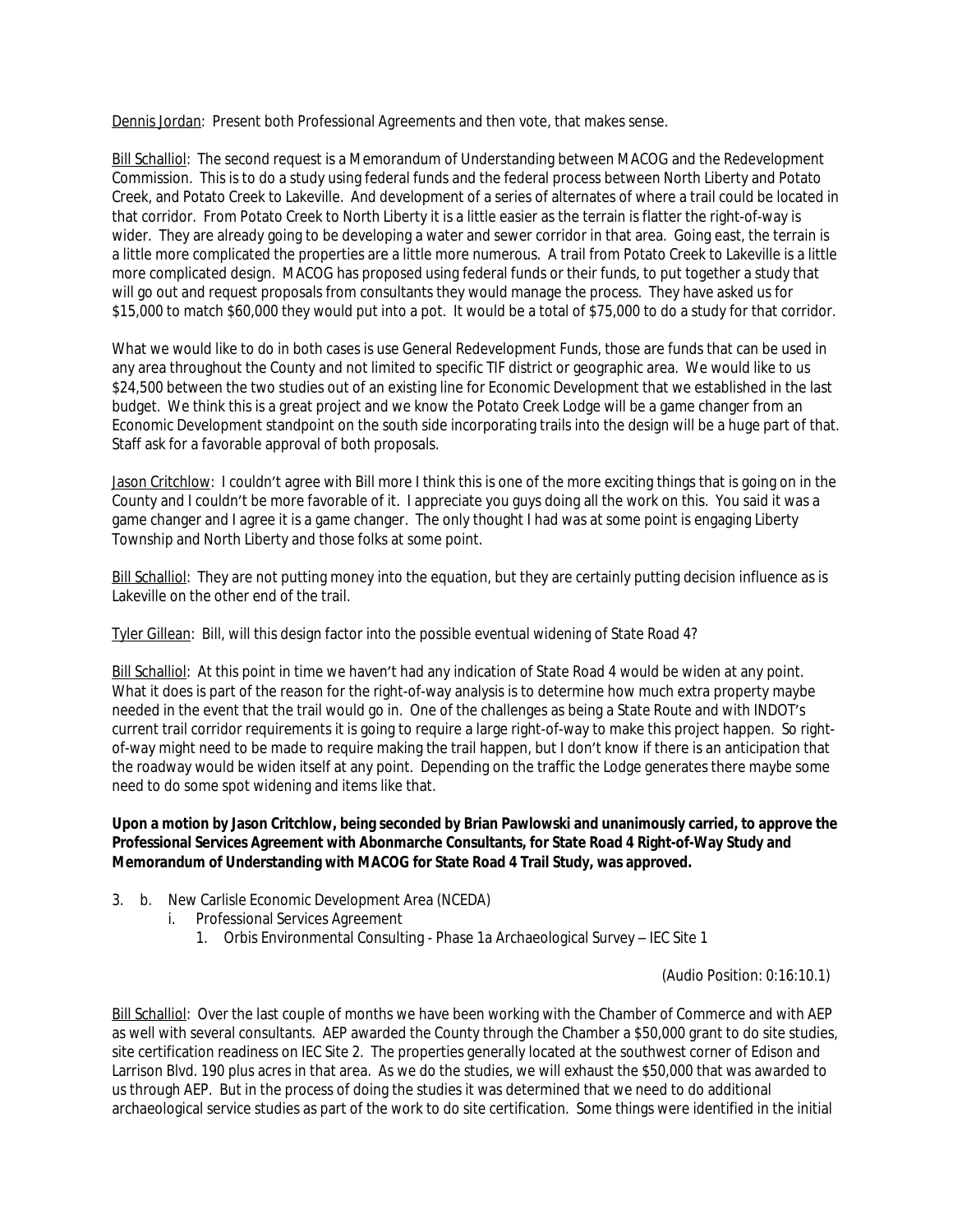Dennis Jordan: Present both Professional Agreements and then vote, that makes sense.

Bill Schalliol: The second request is a Memorandum of Understanding between MACOG and the Redevelopment Commission. This is to do a study using federal funds and the federal process between North Liberty and Potato Creek, and Potato Creek to Lakeville. And development of a series of alternates of where a trail could be located in that corridor. From Potato Creek to North Liberty it is a little easier as the terrain is flatter the right-of-way is wider. They are already going to be developing a water and sewer corridor in that area. Going east, the terrain is a little more complicated the properties are a little more numerous. A trail from Potato Creek to Lakeville is a little more complicated design. MACOG has proposed using federal funds or their funds, to put together a study that will go out and request proposals from consultants they would manage the process. They have asked us for $15,000 to match $60,000 they would put into a pot. It would be a total of $75,000 to do a study for that corridor.

What we would like to do in both cases is use General Redevelopment Funds, those are funds that can be used in any area throughout the County and not limited to specific TIF district or geographic area. We would like to us $24,500 between the two studies out of an existing line for Economic Development that we established in the last budget. We think this is a great project and we know the Potato Creek Lodge will be a game changer from an Economic Development standpoint on the south side incorporating trails into the design will be a huge part of that. Staff ask for a favorable approval of both proposals.

Jason Critchlow: I couldn't agree with Bill more I think this is one of the more exciting things that is going on in the County and I couldn't be more favorable of it. I appreciate you guys doing all the work on this. You said it was a game changer and I agree it is a game changer. The only thought I had was at some point is engaging Liberty Township and North Liberty and those folks at some point.

Bill Schalliol: They are not putting money into the equation, but they are certainly putting decision influence as is Lakeville on the other end of the trail.

Tyler Gillean: Bill, will this design factor into the possible eventual widening of State Road 4?

Bill Schalliol: At this point in time we haven't had any indication of State Road 4 would be widen at any point. What it does is part of the reason for the right-of-way analysis is to determine how much extra property maybe needed in the event that the trail would go in. One of the challenges as being a State Route and with INDOT's current trail corridor requirements it is going to require a large right-of-way to make this project happen. So right-of-way might need to be made to require making the trail happen, but I don't know if there is an anticipation that the roadway would be widen itself at any point. Depending on the traffic the Lodge generates there maybe some need to do some spot widening and items like that.

**Upon a motion by Jason Critchlow, being seconded by Brian Pawlowski and unanimously carried, to approve the Professional Services Agreement with Abonmarche Consultants, for State Road 4 Right-of-Way Study and Memorandum of Understanding with MACOG for State Road 4 Trail Study, was approved.**

3. b. New Carlisle Economic Development Area (NCEDA)
   i. Professional Services Agreement
      1. Orbis Environmental Consulting - Phase 1a Archaeological Survey – IEC Site 1

(Audio Position: 0:16:10.1)

Bill Schalliol: Over the last couple of months we have been working with the Chamber of Commerce and with AEP as well with several consultants. AEP awarded the County through the Chamber a $50,000 grant to do site studies, site certification readiness on IEC Site 2. The properties generally located at the southwest corner of Edison and Larrison Blvd. 190 plus acres in that area. As we do the studies, we will exhaust the $50,000 that was awarded to us through AEP. But in the process of doing the studies it was determined that we need to do additional archaeological service studies as part of the work to do site certification. Some things were identified in the initial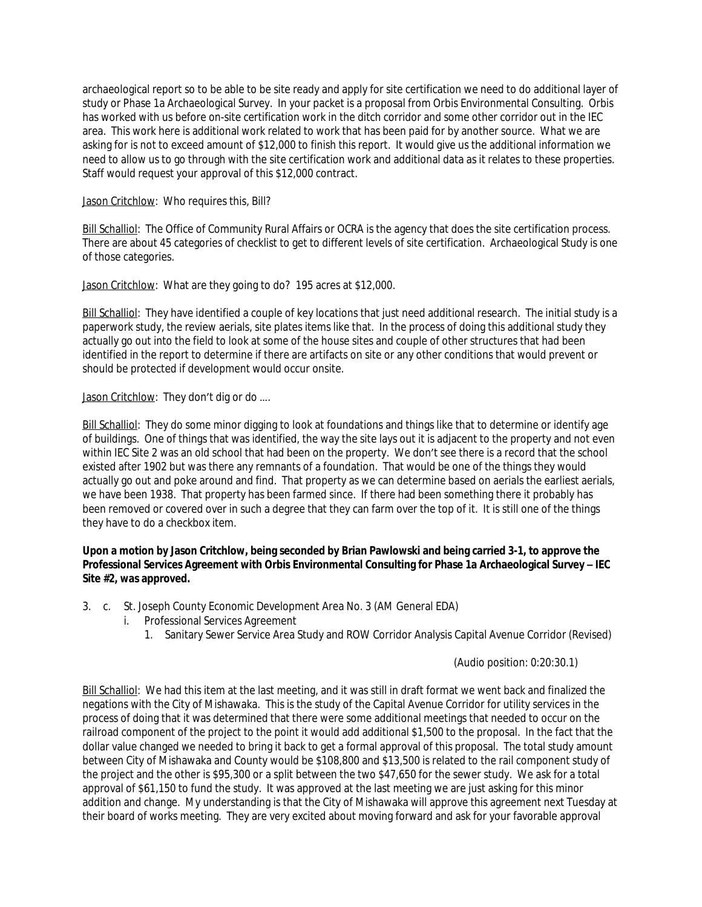archaeological report so to be able to be site ready and apply for site certification we need to do additional layer of study or Phase 1a Archaeological Survey. In your packet is a proposal from Orbis Environmental Consulting. Orbis has worked with us before on-site certification work in the ditch corridor and some other corridor out in the IEC area. This work here is additional work related to work that has been paid for by another source. What we are asking for is not to exceed amount of $12,000 to finish this report. It would give us the additional information we need to allow us to go through with the site certification work and additional data as it relates to these properties. Staff would request your approval of this $12,000 contract.

Jason Critchlow: Who requires this, Bill?

Bill Schalliol: The Office of Community Rural Affairs or OCRA is the agency that does the site certification process. There are about 45 categories of checklist to get to different levels of site certification. Archaeological Study is one of those categories.

Jason Critchlow: What are they going to do? 195 acres at $12,000.

Bill Schalliol: They have identified a couple of key locations that just need additional research. The initial study is a paperwork study, the review aerials, site plates items like that. In the process of doing this additional study they actually go out into the field to look at some of the house sites and couple of other structures that had been identified in the report to determine if there are artifacts on site or any other conditions that would prevent or should be protected if development would occur onsite.

Jason Critchlow: They don't dig or do ….

Bill Schalliol: They do some minor digging to look at foundations and things like that to determine or identify age of buildings. One of things that was identified, the way the site lays out it is adjacent to the property and not even within IEC Site 2 was an old school that had been on the property. We don't see there is a record that the school existed after 1902 but was there any remnants of a foundation. That would be one of the things they would actually go out and poke around and find. That property as we can determine based on aerials the earliest aerials, we have been 1938. That property has been farmed since. If there had been something there it probably has been removed or covered over in such a degree that they can farm over the top of it. It is still one of the things they have to do a checkbox item.

**Upon a motion by Jason Critchlow, being seconded by Brian Pawlowski and being carried 3-1, to approve the Professional Services Agreement with Orbis Environmental Consulting for Phase 1a Archaeological Survey – IEC Site #2, was approved.**

3. c. St. Joseph County Economic Development Area No. 3 (AM General EDA)
   i. Professional Services Agreement
      1. Sanitary Sewer Service Area Study and ROW Corridor Analysis Capital Avenue Corridor (Revised)

(Audio position: 0:20:30.1)

Bill Schalliol: We had this item at the last meeting, and it was still in draft format we went back and finalized the negations with the City of Mishawaka. This is the study of the Capital Avenue Corridor for utility services in the process of doing that it was determined that there were some additional meetings that needed to occur on the railroad component of the project to the point it would add additional $1,500 to the proposal. In the fact that the dollar value changed we needed to bring it back to get a formal approval of this proposal. The total study amount between City of Mishawaka and County would be $108,800 and $13,500 is related to the rail component study of the project and the other is $95,300 or a split between the two $47,650 for the sewer study. We ask for a total approval of $61,150 to fund the study. It was approved at the last meeting we are just asking for this minor addition and change. My understanding is that the City of Mishawaka will approve this agreement next Tuesday at their board of works meeting. They are very excited about moving forward and ask for your favorable approval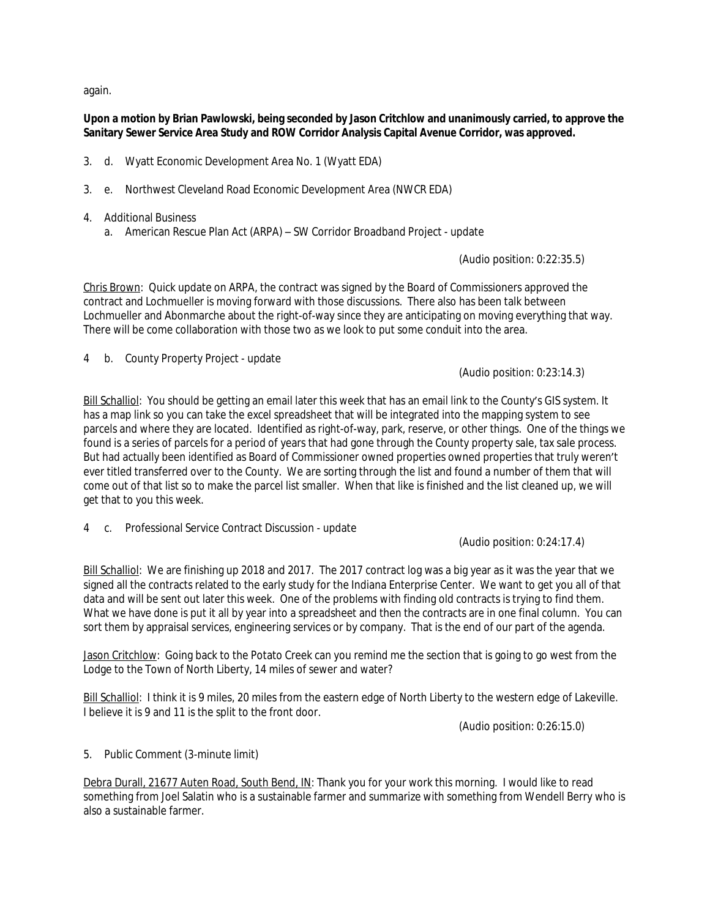again.

**Upon a motion by Brian Pawlowski, being seconded by Jason Critchlow and unanimously carried, to approve the Sanitary Sewer Service Area Study and ROW Corridor Analysis Capital Avenue Corridor, was approved.**

3. d. Wyatt Economic Development Area No. 1 (Wyatt EDA)

3. e. Northwest Cleveland Road Economic Development Area (NWCR EDA)

4. Additional Business
   a. American Rescue Plan Act (ARPA) – SW Corridor Broadband Project - update

(Audio position: 0:22:35.5)

Chris Brown: Quick update on ARPA, the contract was signed by the Board of Commissioners approved the contract and Lochmueller is moving forward with those discussions. There also has been talk between Lochmueller and Abonmarche about the right-of-way since they are anticipating on moving everything that way. There will be come collaboration with those two as we look to put some conduit into the area.

4 b. County Property Project - update

(Audio position: 0:23:14.3)

Bill Schalliol: You should be getting an email later this week that has an email link to the County's GIS system. It has a map link so you can take the excel spreadsheet that will be integrated into the mapping system to see parcels and where they are located. Identified as right-of-way, park, reserve, or other things. One of the things we found is a series of parcels for a period of years that had gone through the County property sale, tax sale process. But had actually been identified as Board of Commissioner owned properties owned properties that truly weren't ever titled transferred over to the County. We are sorting through the list and found a number of them that will come out of that list so to make the parcel list smaller. When that like is finished and the list cleaned up, we will get that to you this week.

4 c. Professional Service Contract Discussion - update

(Audio position: 0:24:17.4)

Bill Schalliol: We are finishing up 2018 and 2017. The 2017 contract log was a big year as it was the year that we signed all the contracts related to the early study for the Indiana Enterprise Center. We want to get you all of that data and will be sent out later this week. One of the problems with finding old contracts is trying to find them. What we have done is put it all by year into a spreadsheet and then the contracts are in one final column. You can sort them by appraisal services, engineering services or by company. That is the end of our part of the agenda.

Jason Critchlow: Going back to the Potato Creek can you remind me the section that is going to go west from the Lodge to the Town of North Liberty, 14 miles of sewer and water?

Bill Schalliol: I think it is 9 miles, 20 miles from the eastern edge of North Liberty to the western edge of Lakeville. I believe it is 9 and 11 is the split to the front door.

(Audio position: 0:26:15.0)

5. Public Comment (3-minute limit)

Debra Durall, 21677 Auten Road, South Bend, IN: Thank you for your work this morning. I would like to read something from Joel Salatin who is a sustainable farmer and summarize with something from Wendell Berry who is also a sustainable farmer.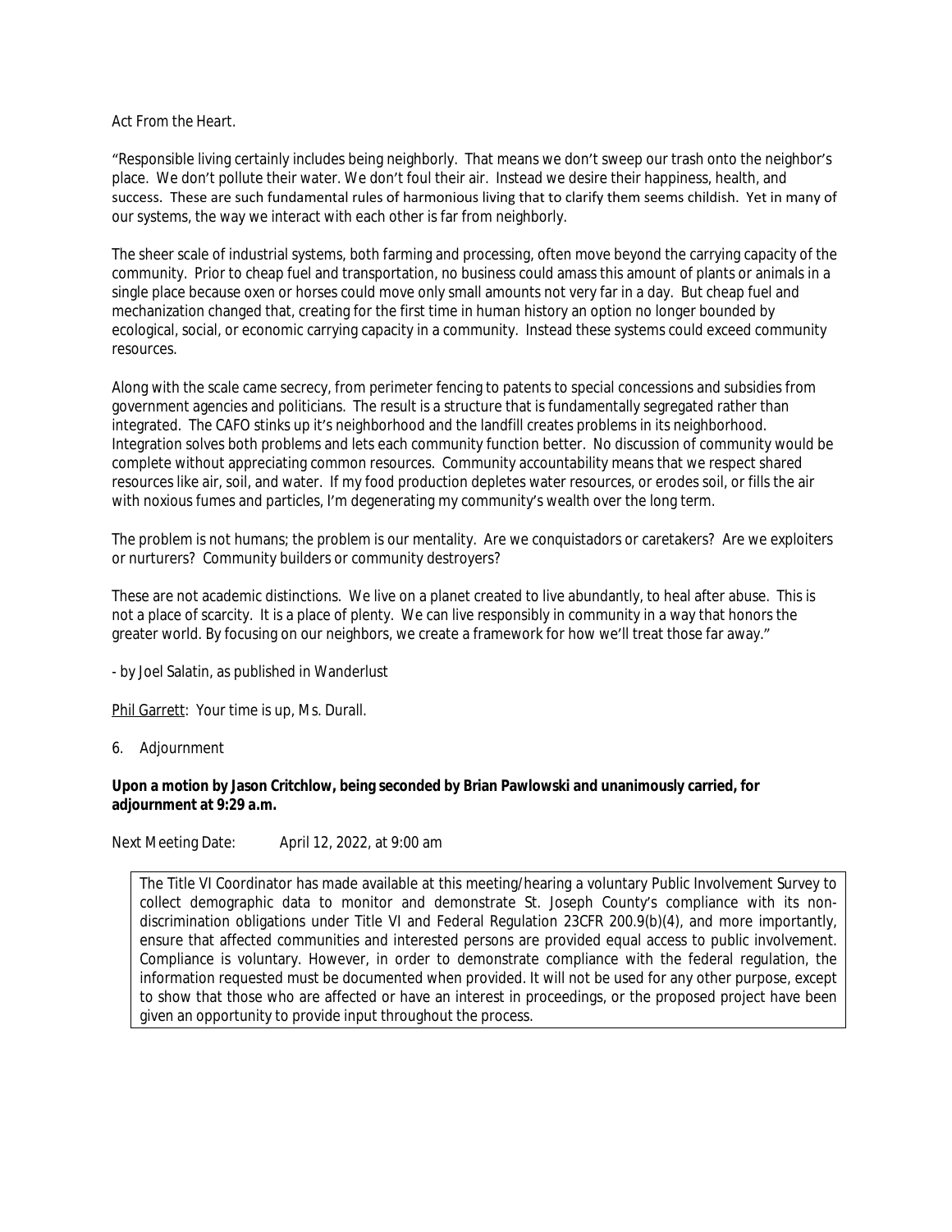Act From the Heart.

"Responsible living certainly includes being neighborly. That means we don't sweep our trash onto the neighbor's place. We don't pollute their water. We don't foul their air. Instead we desire their happiness, health, and success. These are such fundamental rules of harmonious living that to clarify them seems childish. Yet in many of our systems, the way we interact with each other is far from neighborly.

The sheer scale of industrial systems, both farming and processing, often move beyond the carrying capacity of the community. Prior to cheap fuel and transportation, no business could amass this amount of plants or animals in a single place because oxen or horses could move only small amounts not very far in a day. But cheap fuel and mechanization changed that, creating for the first time in human history an option no longer bounded by ecological, social, or economic carrying capacity in a community. Instead these systems could exceed community resources.

Along with the scale came secrecy, from perimeter fencing to patents to special concessions and subsidies from government agencies and politicians. The result is a structure that is fundamentally segregated rather than integrated. The CAFO stinks up it's neighborhood and the landfill creates problems in its neighborhood. Integration solves both problems and lets each community function better. No discussion of community would be complete without appreciating common resources. Community accountability means that we respect shared resources like air, soil, and water. If my food production depletes water resources, or erodes soil, or fills the air with noxious fumes and particles, I'm degenerating my community's wealth over the long term.

The problem is not humans; the problem is our mentality. Are we conquistadors or caretakers? Are we exploiters or nurturers? Community builders or community destroyers?

These are not academic distinctions. We live on a planet created to live abundantly, to heal after abuse. This is not a place of scarcity. It is a place of plenty. We can live responsibly in community in a way that honors the greater world. By focusing on our neighbors, we create a framework for how we'll treat those far away."

- by Joel Salatin, as published in Wanderlust

Phil Garrett: Your time is up, Ms. Durall.

6. Adjournment

**Upon a motion by Jason Critchlow, being seconded by Brian Pawlowski and unanimously carried, for adjournment at 9:29 a.m.**

Next Meeting Date: April 12, 2022, at 9:00 am

The Title VI Coordinator has made available at this meeting/hearing a voluntary Public Involvement Survey to collect demographic data to monitor and demonstrate St. Joseph County's compliance with its non-discrimination obligations under Title VI and Federal Regulation 23CFR 200.9(b)(4), and more importantly, ensure that affected communities and interested persons are provided equal access to public involvement. Compliance is voluntary. However, in order to demonstrate compliance with the federal regulation, the information requested must be documented when provided. It will not be used for any other purpose, except to show that those who are affected or have an interest in proceedings, or the proposed project have been given an opportunity to provide input throughout the process.